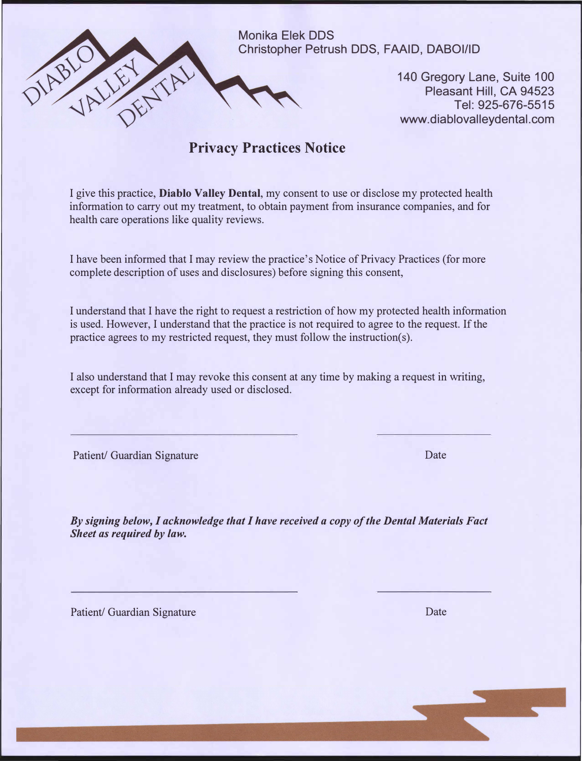DIABLO VALLEY DENTAL

Monika Elek DDS
Christopher Petrush DDS, FAAID, DABOI/ID

140 Gregory Lane, Suite 100
Pleasant Hill, CA 94523
Tel: 925-676-5515
www.diablovalleydental.com

## Privacy Practices Notice

I give this practice, **Diablo Valley Dental**, my consent to use or disclose my protected health information to carry out my treatment, to obtain payment from insurance companies, and for health care operations like quality reviews.

I have been informed that I may review the practice's Notice of Privacy Practices (for more complete description of uses and disclosures) before signing this consent,

I understand that I have the right to request a restriction of how my protected health information is used. However, I understand that the practice is not required to agree to the request. If the practice agrees to my restricted request, they must follow the instruction(s).

I also understand that I may revoke this consent at any time by making a request in writing, except for information already used or disclosed.

\_\_\_\_\_\_\_\_\_\_\_\_\_\_\_\_\_\_\_\_\_\_\_\_\_\_\_\_\_\_\_\_\_\_\_\_\_\_ \_\_\_\_\_\_\_\_\_\_\_\_\_\_\_\_\_\_\_\_

Patient/ Guardian Signature Date

***By signing below, I acknowledge that I have received a copy of the Dental Materials Fact Sheet as required by law.***

\_\_\_\_\_\_\_\_\_\_\_\_\_\_\_\_\_\_\_\_\_\_\_\_\_\_\_\_\_\_\_\_\_\_\_\_\_\_ \_\_\_\_\_\_\_\_\_\_\_\_\_\_\_\_\_\_\_\_

Patient/ Guardian Signature Date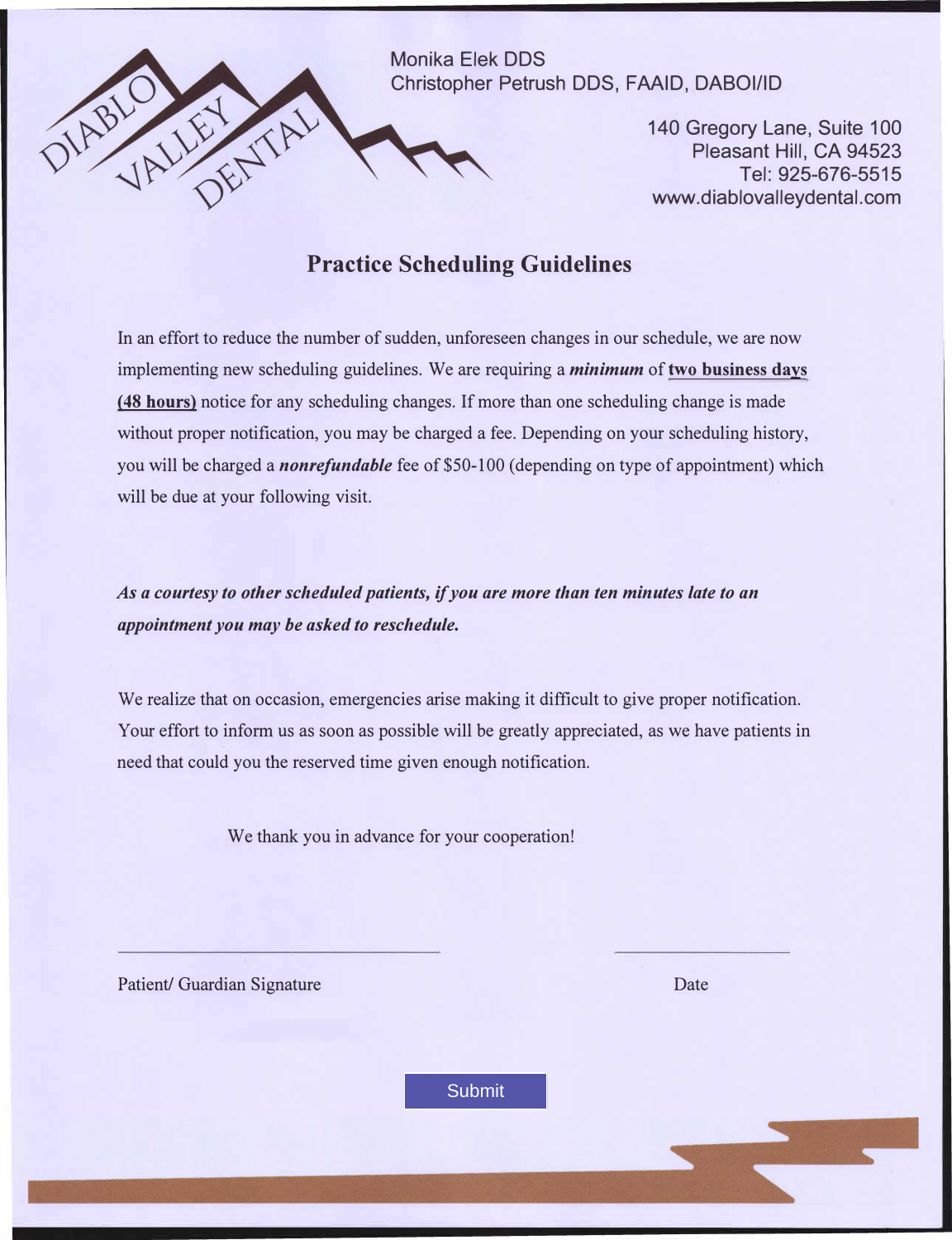Monika Elek DDS
Christopher Petrush DDS, FAAID, DABOI/ID

140 Gregory Lane, Suite 100
Pleasant Hill, CA 94523
Tel: 925-676-5515
www.diablovalleydental.com

## Practice Scheduling Guidelines

In an effort to reduce the number of sudden, unforeseen changes in our schedule, we are now implementing new scheduling guidelines. We are requiring a ***minimum*** of **two business days (48 hours)** notice for any scheduling changes. If more than one scheduling change is made without proper notification, you may be charged a fee. Depending on your scheduling history, you will be charged a ***nonrefundable*** fee of $50-100 (depending on type of appointment) which will be due at your following visit.

***As a courtesy to other scheduled patients, if you are more than ten minutes late to an appointment you may be asked to reschedule.***

We realize that on occasion, emergencies arise making it difficult to give proper notification. Your effort to inform us as soon as possible will be greatly appreciated, as we have patients in need that could you the reserved time given enough notification.

We thank you in advance for your cooperation!

______________________________ Patient/ Guardian Signature

______________ Date

Submit